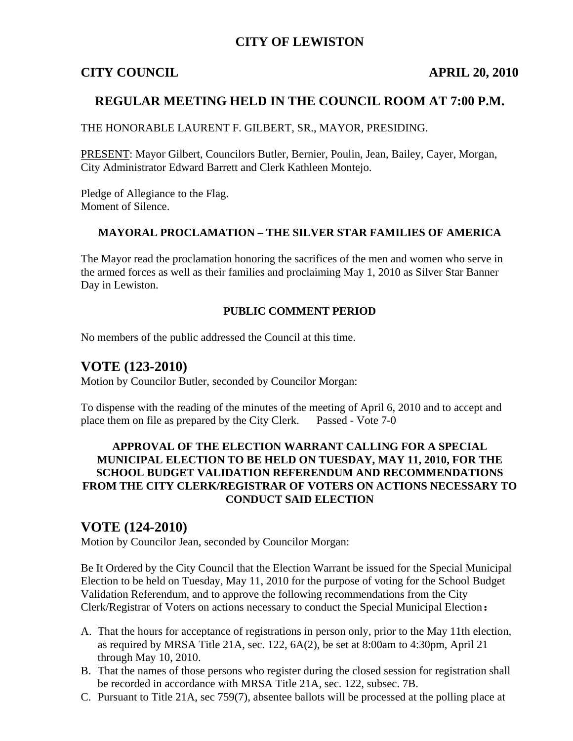# CITY OF LEWISTON

**CITY COUNCIL** **APRIL 20, 2010**

## REGULAR MEETING HELD IN THE COUNCIL ROOM AT 7:00 P.M.

THE HONORABLE LAURENT F. GILBERT, SR., MAYOR, PRESIDING.

PRESENT: Mayor Gilbert, Councilors Butler, Bernier, Poulin, Jean, Bailey, Cayer, Morgan, City Administrator Edward Barrett and Clerk Kathleen Montejo.

Pledge of Allegiance to the Flag.
Moment of Silence.

### MAYORAL PROCLAMATION – THE SILVER STAR FAMILIES OF AMERICA

The Mayor read the proclamation honoring the sacrifices of the men and women who serve in the armed forces as well as their families and proclaiming May 1, 2010 as Silver Star Banner Day in Lewiston.

### PUBLIC COMMENT PERIOD

No members of the public addressed the Council at this time.

## VOTE (123-2010)

Motion by Councilor Butler, seconded by Councilor Morgan:

To dispense with the reading of the minutes of the meeting of April 6, 2010 and to accept and place them on file as prepared by the City Clerk. Passed - Vote 7-0

### APPROVAL OF THE ELECTION WARRANT CALLING FOR A SPECIAL MUNICIPAL ELECTION TO BE HELD ON TUESDAY, MAY 11, 2010, FOR THE SCHOOL BUDGET VALIDATION REFERENDUM AND RECOMMENDATIONS FROM THE CITY CLERK/REGISTRAR OF VOTERS ON ACTIONS NECESSARY TO CONDUCT SAID ELECTION

## VOTE (124-2010)

Motion by Councilor Jean, seconded by Councilor Morgan:

Be It Ordered by the City Council that the Election Warrant be issued for the Special Municipal Election to be held on Tuesday, May 11, 2010 for the purpose of voting for the School Budget Validation Referendum, and to approve the following recommendations from the City Clerk/Registrar of Voters on actions necessary to conduct the Special Municipal Election**:**

A. That the hours for acceptance of registrations in person only, prior to the May 11th election, as required by MRSA Title 21A, sec. 122, 6A(2), be set at 8:00am to 4:30pm, April 21 through May 10, 2010.
B. That the names of those persons who register during the closed session for registration shall be recorded in accordance with MRSA Title 21A, sec. 122, subsec. 7B.
C. Pursuant to Title 21A, sec 759(7), absentee ballots will be processed at the polling place at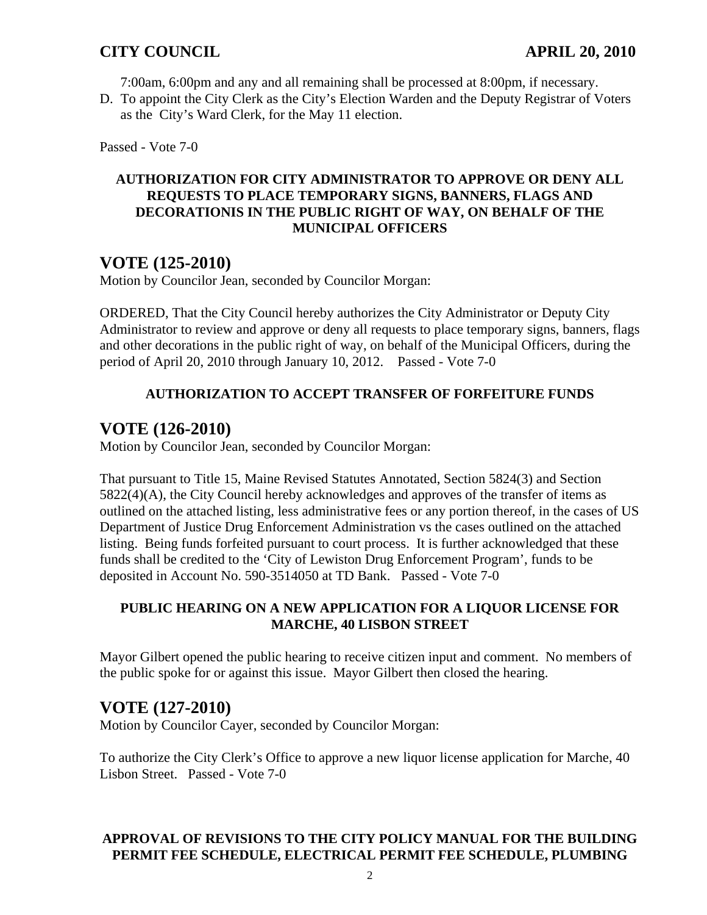7:00am, 6:00pm and any and all remaining shall be processed at 8:00pm, if necessary.

D. To appoint the City Clerk as the City's Election Warden and the Deputy Registrar of Voters as the City's Ward Clerk, for the May 11 election.

Passed - Vote 7-0

**AUTHORIZATION FOR CITY ADMINISTRATOR TO APPROVE OR DENY ALL REQUESTS TO PLACE TEMPORARY SIGNS, BANNERS, FLAGS AND DECORATIONIS IN THE PUBLIC RIGHT OF WAY, ON BEHALF OF THE MUNICIPAL OFFICERS**

## VOTE (125-2010)

Motion by Councilor Jean, seconded by Councilor Morgan:

ORDERED, That the City Council hereby authorizes the City Administrator or Deputy City Administrator to review and approve or deny all requests to place temporary signs, banners, flags and other decorations in the public right of way, on behalf of the Municipal Officers, during the period of April 20, 2010 through January 10, 2012. Passed - Vote 7-0

**AUTHORIZATION TO ACCEPT TRANSFER OF FORFEITURE FUNDS**

## VOTE (126-2010)

Motion by Councilor Jean, seconded by Councilor Morgan:

That pursuant to Title 15, Maine Revised Statutes Annotated, Section 5824(3) and Section 5822(4)(A), the City Council hereby acknowledges and approves of the transfer of items as outlined on the attached listing, less administrative fees or any portion thereof, in the cases of US Department of Justice Drug Enforcement Administration vs the cases outlined on the attached listing. Being funds forfeited pursuant to court process. It is further acknowledged that these funds shall be credited to the 'City of Lewiston Drug Enforcement Program', funds to be deposited in Account No. 590-3514050 at TD Bank. Passed - Vote 7-0

**PUBLIC HEARING ON A NEW APPLICATION FOR A LIQUOR LICENSE FOR MARCHE, 40 LISBON STREET**

Mayor Gilbert opened the public hearing to receive citizen input and comment. No members of the public spoke for or against this issue. Mayor Gilbert then closed the hearing.

## VOTE (127-2010)

Motion by Councilor Cayer, seconded by Councilor Morgan:

To authorize the City Clerk's Office to approve a new liquor license application for Marche, 40 Lisbon Street. Passed - Vote 7-0

**APPROVAL OF REVISIONS TO THE CITY POLICY MANUAL FOR THE BUILDING PERMIT FEE SCHEDULE, ELECTRICAL PERMIT FEE SCHEDULE, PLUMBING**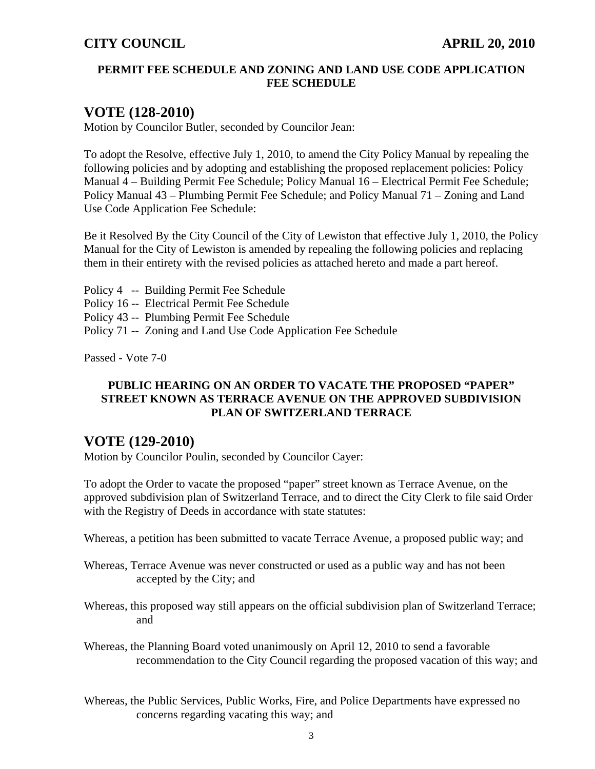**PERMIT FEE SCHEDULE AND ZONING AND LAND USE CODE APPLICATION FEE SCHEDULE**

## VOTE (128-2010)

Motion by Councilor Butler, seconded by Councilor Jean:

To adopt the Resolve, effective July 1, 2010, to amend the City Policy Manual by repealing the following policies and by adopting and establishing the proposed replacement policies: Policy Manual 4 – Building Permit Fee Schedule; Policy Manual 16 – Electrical Permit Fee Schedule; Policy Manual 43 – Plumbing Permit Fee Schedule; and Policy Manual 71 – Zoning and Land Use Code Application Fee Schedule:

Be it Resolved By the City Council of the City of Lewiston that effective July 1, 2010, the Policy Manual for the City of Lewiston is amended by repealing the following policies and replacing them in their entirety with the revised policies as attached hereto and made a part hereof.

Policy 4 -- Building Permit Fee Schedule
Policy 16 -- Electrical Permit Fee Schedule
Policy 43 -- Plumbing Permit Fee Schedule
Policy 71 -- Zoning and Land Use Code Application Fee Schedule

Passed - Vote 7-0

**PUBLIC HEARING ON AN ORDER TO VACATE THE PROPOSED "PAPER" STREET KNOWN AS TERRACE AVENUE ON THE APPROVED SUBDIVISION PLAN OF SWITZERLAND TERRACE**

## VOTE (129-2010)

Motion by Councilor Poulin, seconded by Councilor Cayer:

To adopt the Order to vacate the proposed "paper" street known as Terrace Avenue, on the approved subdivision plan of Switzerland Terrace, and to direct the City Clerk to file said Order with the Registry of Deeds in accordance with state statutes:

Whereas, a petition has been submitted to vacate Terrace Avenue, a proposed public way; and

Whereas, Terrace Avenue was never constructed or used as a public way and has not been accepted by the City; and

Whereas, this proposed way still appears on the official subdivision plan of Switzerland Terrace; and

Whereas, the Planning Board voted unanimously on April 12, 2010 to send a favorable recommendation to the City Council regarding the proposed vacation of this way; and

Whereas, the Public Services, Public Works, Fire, and Police Departments have expressed no concerns regarding vacating this way; and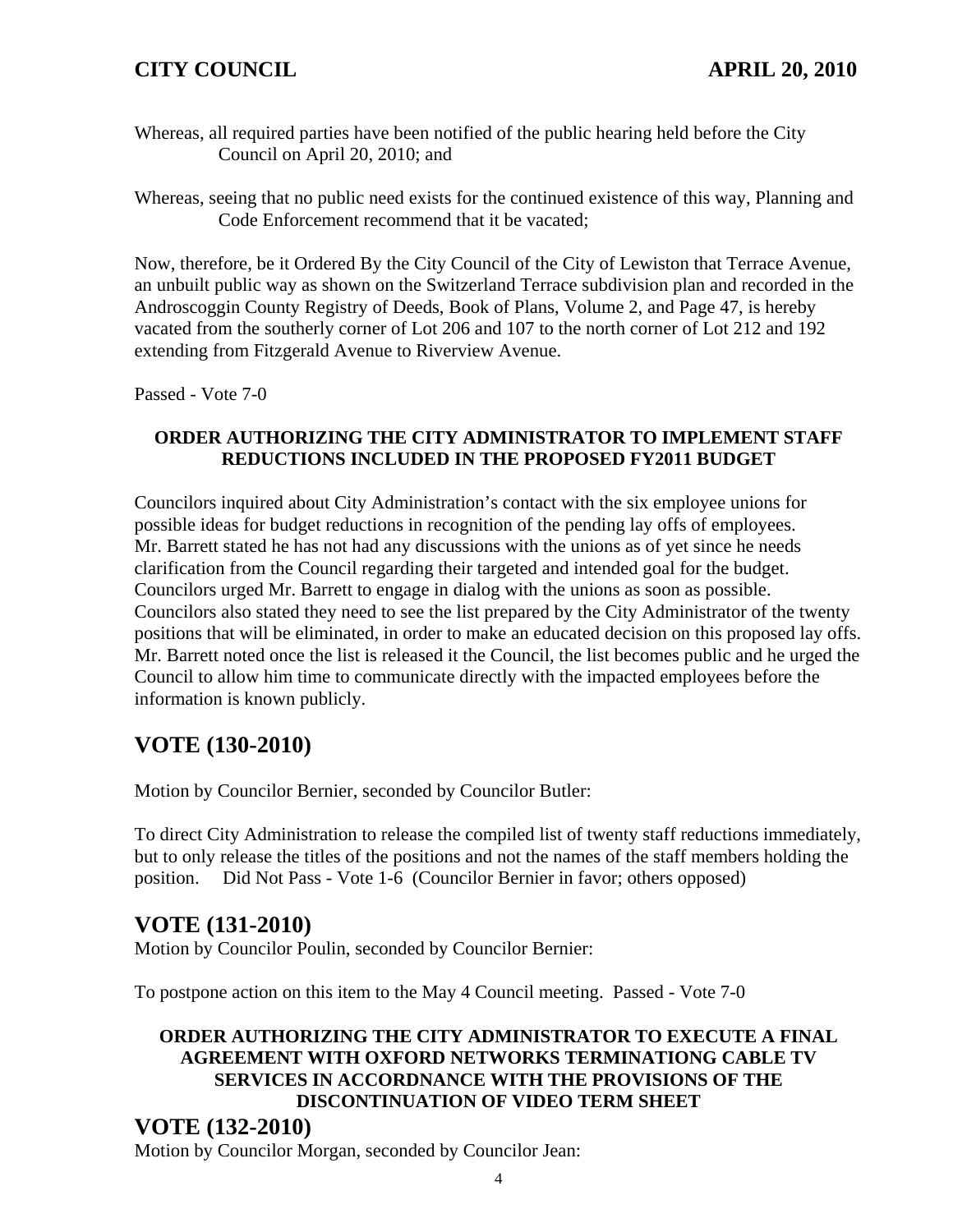Whereas, all required parties have been notified of the public hearing held before the City Council on April 20, 2010; and

Whereas, seeing that no public need exists for the continued existence of this way, Planning and Code Enforcement recommend that it be vacated;

Now, therefore, be it Ordered By the City Council of the City of Lewiston that Terrace Avenue, an unbuilt public way as shown on the Switzerland Terrace subdivision plan and recorded in the Androscoggin County Registry of Deeds, Book of Plans, Volume 2, and Page 47, is hereby vacated from the southerly corner of Lot 206 and 107 to the north corner of Lot 212 and 192 extending from Fitzgerald Avenue to Riverview Avenue.

Passed - Vote 7-0

**ORDER AUTHORIZING THE CITY ADMINISTRATOR TO IMPLEMENT STAFF REDUCTIONS INCLUDED IN THE PROPOSED FY2011 BUDGET**

Councilors inquired about City Administration's contact with the six employee unions for possible ideas for budget reductions in recognition of the pending lay offs of employees. Mr. Barrett stated he has not had any discussions with the unions as of yet since he needs clarification from the Council regarding their targeted and intended goal for the budget. Councilors urged Mr. Barrett to engage in dialog with the unions as soon as possible. Councilors also stated they need to see the list prepared by the City Administrator of the twenty positions that will be eliminated, in order to make an educated decision on this proposed lay offs. Mr. Barrett noted once the list is released it the Council, the list becomes public and he urged the Council to allow him time to communicate directly with the impacted employees before the information is known publicly.

## VOTE (130-2010)

Motion by Councilor Bernier, seconded by Councilor Butler:

To direct City Administration to release the compiled list of twenty staff reductions immediately, but to only release the titles of the positions and not the names of the staff members holding the position. Did Not Pass - Vote 1-6 (Councilor Bernier in favor; others opposed)

## VOTE (131-2010)

Motion by Councilor Poulin, seconded by Councilor Bernier:

To postpone action on this item to the May 4 Council meeting. Passed - Vote 7-0

**ORDER AUTHORIZING THE CITY ADMINISTRATOR TO EXECUTE A FINAL AGREEMENT WITH OXFORD NETWORKS TERMINATIONG CABLE TV SERVICES IN ACCORDNANCE WITH THE PROVISIONS OF THE DISCONTINUATION OF VIDEO TERM SHEET**

## VOTE (132-2010)

Motion by Councilor Morgan, seconded by Councilor Jean: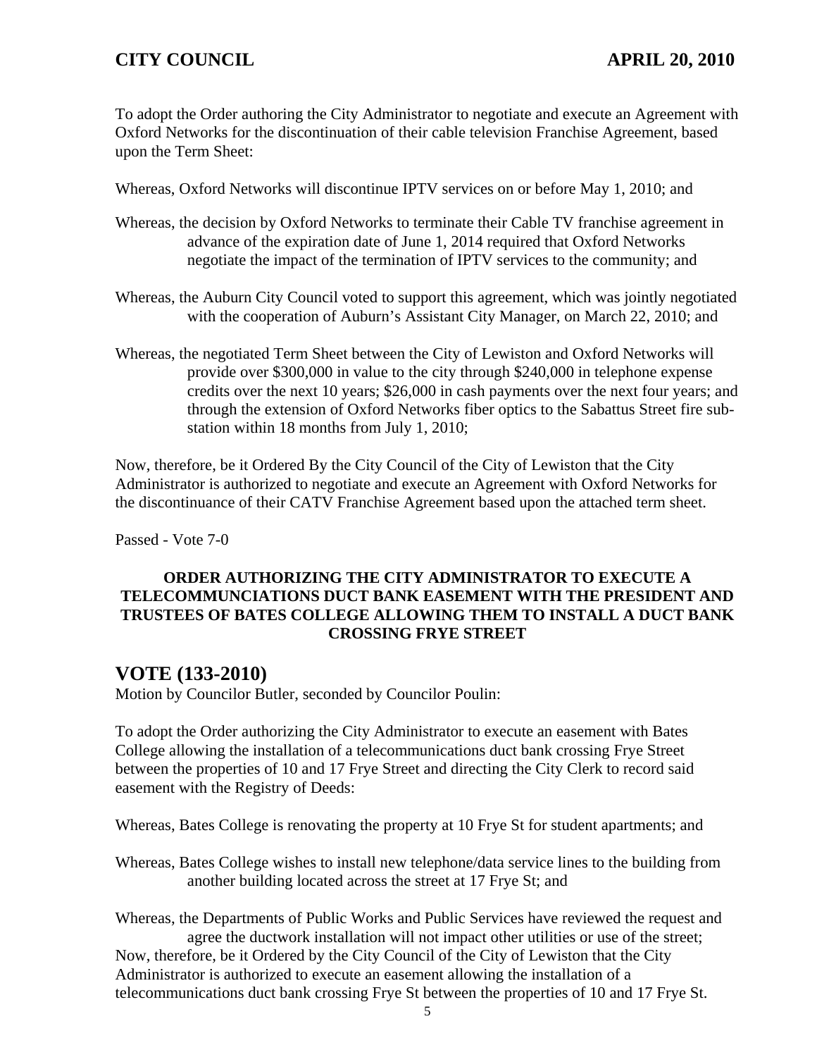To adopt the Order authoring the City Administrator to negotiate and execute an Agreement with Oxford Networks for the discontinuation of their cable television Franchise Agreement, based upon the Term Sheet:

Whereas, Oxford Networks will discontinue IPTV services on or before May 1, 2010; and

Whereas, the decision by Oxford Networks to terminate their Cable TV franchise agreement in advance of the expiration date of June 1, 2014 required that Oxford Networks negotiate the impact of the termination of IPTV services to the community; and

Whereas, the Auburn City Council voted to support this agreement, which was jointly negotiated with the cooperation of Auburn's Assistant City Manager, on March 22, 2010; and

Whereas, the negotiated Term Sheet between the City of Lewiston and Oxford Networks will provide over $300,000 in value to the city through $240,000 in telephone expense credits over the next 10 years; $26,000 in cash payments over the next four years; and through the extension of Oxford Networks fiber optics to the Sabattus Street fire sub-station within 18 months from July 1, 2010;

Now, therefore, be it Ordered By the City Council of the City of Lewiston that the City Administrator is authorized to negotiate and execute an Agreement with Oxford Networks for the discontinuance of their CATV Franchise Agreement based upon the attached term sheet.

Passed - Vote 7-0

**ORDER AUTHORIZING THE CITY ADMINISTRATOR TO EXECUTE A TELECOMMUNCIATIONS DUCT BANK EASEMENT WITH THE PRESIDENT AND TRUSTEES OF BATES COLLEGE ALLOWING THEM TO INSTALL A DUCT BANK CROSSING FRYE STREET**

## VOTE (133-2010)

Motion by Councilor Butler, seconded by Councilor Poulin:

To adopt the Order authorizing the City Administrator to execute an easement with Bates College allowing the installation of a telecommunications duct bank crossing Frye Street between the properties of 10 and 17 Frye Street and directing the City Clerk to record said easement with the Registry of Deeds:

Whereas, Bates College is renovating the property at 10 Frye St for student apartments; and

Whereas, Bates College wishes to install new telephone/data service lines to the building from another building located across the street at 17 Frye St; and

Whereas, the Departments of Public Works and Public Services have reviewed the request and agree the ductwork installation will not impact other utilities or use of the street;

Now, therefore, be it Ordered by the City Council of the City of Lewiston that the City Administrator is authorized to execute an easement allowing the installation of a telecommunications duct bank crossing Frye St between the properties of 10 and 17 Frye St.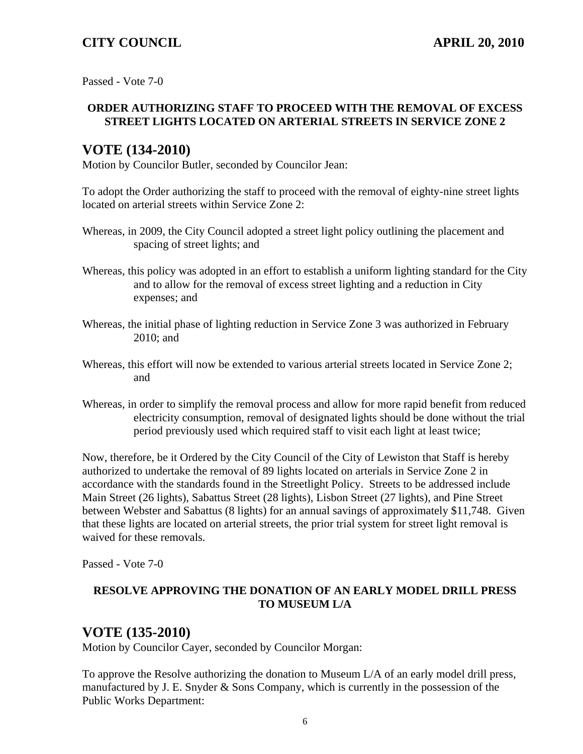Passed - Vote 7-0

**ORDER AUTHORIZING STAFF TO PROCEED WITH THE REMOVAL OF EXCESS STREET LIGHTS LOCATED ON ARTERIAL STREETS IN SERVICE ZONE 2**

## VOTE (134-2010)

Motion by Councilor Butler, seconded by Councilor Jean:

To adopt the Order authorizing the staff to proceed with the removal of eighty-nine street lights located on arterial streets within Service Zone 2:

Whereas, in 2009, the City Council adopted a street light policy outlining the placement and spacing of street lights; and

Whereas, this policy was adopted in an effort to establish a uniform lighting standard for the City and to allow for the removal of excess street lighting and a reduction in City expenses; and

Whereas, the initial phase of lighting reduction in Service Zone 3 was authorized in February 2010; and

Whereas, this effort will now be extended to various arterial streets located in Service Zone 2; and

Whereas, in order to simplify the removal process and allow for more rapid benefit from reduced electricity consumption, removal of designated lights should be done without the trial period previously used which required staff to visit each light at least twice;

Now, therefore, be it Ordered by the City Council of the City of Lewiston that Staff is hereby authorized to undertake the removal of 89 lights located on arterials in Service Zone 2 in accordance with the standards found in the Streetlight Policy. Streets to be addressed include Main Street (26 lights), Sabattus Street (28 lights), Lisbon Street (27 lights), and Pine Street between Webster and Sabattus (8 lights) for an annual savings of approximately $11,748. Given that these lights are located on arterial streets, the prior trial system for street light removal is waived for these removals.

Passed - Vote 7-0

**RESOLVE APPROVING THE DONATION OF AN EARLY MODEL DRILL PRESS TO MUSEUM L/A**

## VOTE (135-2010)

Motion by Councilor Cayer, seconded by Councilor Morgan:

To approve the Resolve authorizing the donation to Museum L/A of an early model drill press, manufactured by J. E. Snyder & Sons Company, which is currently in the possession of the Public Works Department: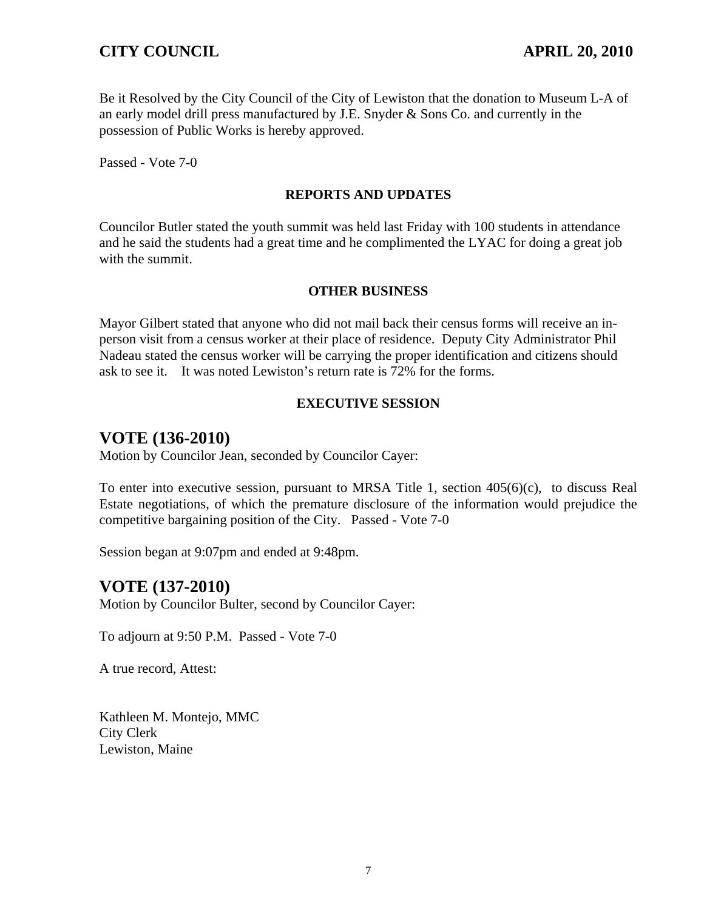Be it Resolved by the City Council of the City of Lewiston that the donation to Museum L-A of an early model drill press manufactured by J.E. Snyder & Sons Co. and currently in the possession of Public Works is hereby approved.

Passed - Vote 7-0

**REPORTS AND UPDATES**

Councilor Butler stated the youth summit was held last Friday with 100 students in attendance and he said the students had a great time and he complimented the LYAC for doing a great job with the summit.

**OTHER BUSINESS**

Mayor Gilbert stated that anyone who did not mail back their census forms will receive an in-person visit from a census worker at their place of residence. Deputy City Administrator Phil Nadeau stated the census worker will be carrying the proper identification and citizens should ask to see it. It was noted Lewiston's return rate is 72% for the forms.

**EXECUTIVE SESSION**

## VOTE (136-2010)

Motion by Councilor Jean, seconded by Councilor Cayer:

To enter into executive session, pursuant to MRSA Title 1, section 405(6)(c), to discuss Real Estate negotiations, of which the premature disclosure of the information would prejudice the competitive bargaining position of the City. Passed - Vote 7-0

Session began at 9:07pm and ended at 9:48pm.

## VOTE (137-2010)

Motion by Councilor Bulter, second by Councilor Cayer:

To adjourn at 9:50 P.M. Passed - Vote 7-0

A true record, Attest:

Kathleen M. Montejo, MMC
City Clerk
Lewiston, Maine